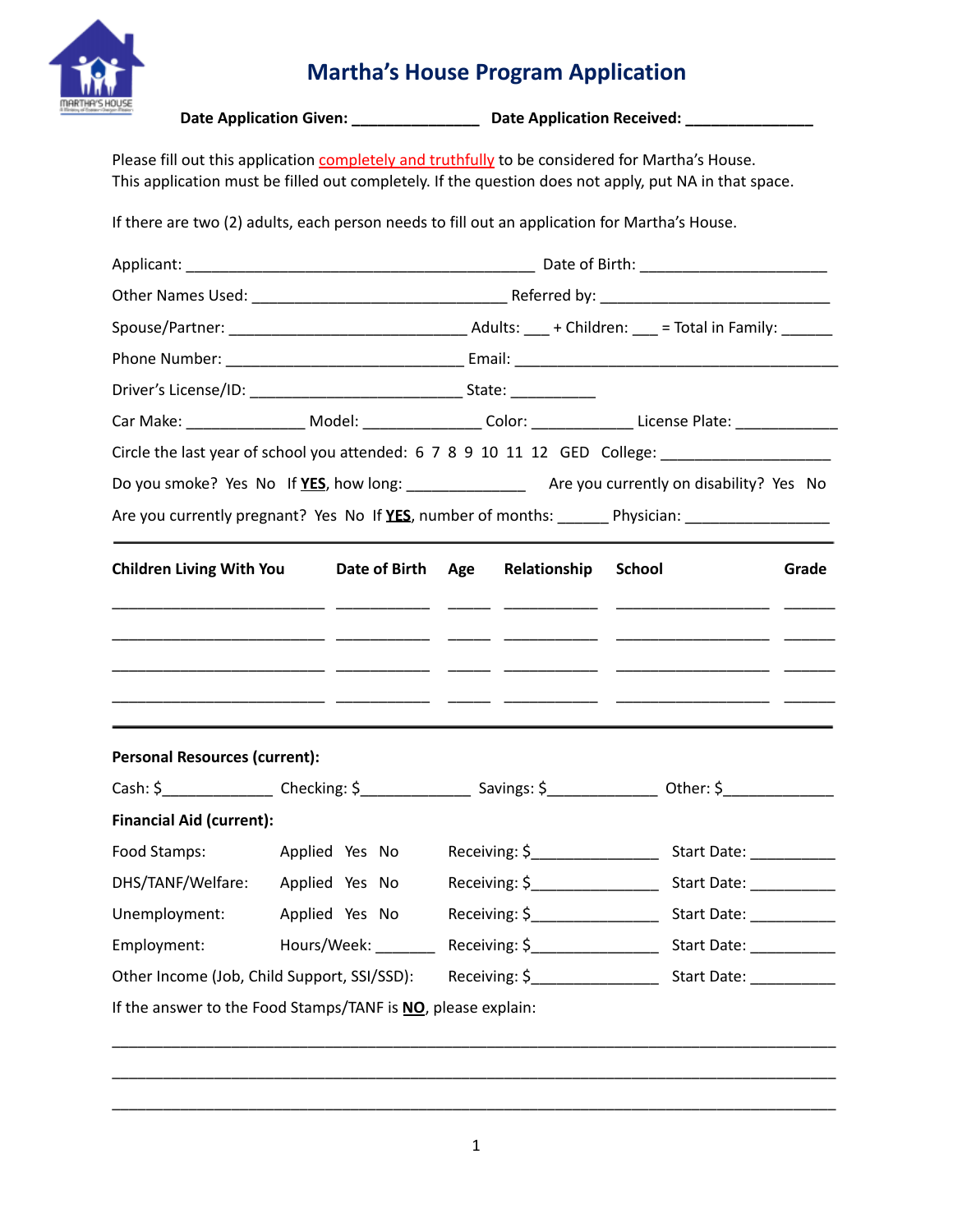# Martha's House Program Application

**Date Application Given: _______________ Date Application Received: _______________**

Please fill out this application completely and truthfully to be considered for Martha's House.
This application must be filled out completely. If the question does not apply, put NA in that space.

If there are two (2) adults, each person needs to fill out an application for Martha's House.

Applicant: ___________________________________________ Date of Birth: _______________________

Other Names Used: _______________________________ Referred by: ____________________________

Spouse/Partner: _____________________________ Adults: ___ + Children: ___ = Total in Family: ______

Phone Number: _____________________________ Email: ________________________________________

Driver's License/ID: ___________________________ State: __________

Car Make: ______________ Model: ______________ Color: ____________ License Plate: ____________

Circle the last year of school you attended: 6 7 8 9 10 11 12 GED College: ____________________

Do you smoke? Yes No If **YES**, how long: ______________ Are you currently on disability? Yes No

Are you currently pregnant? Yes No If **YES**, number of months: ______ Physician: _________________

---

| Children Living With You | Date of Birth | Age | Relationship | School | Grade |
|---|---|---|---|---|---|
| | | | | | |
| | | | | | |
| | | | | | |
| | | | | | |

---

**Personal Resources (current):**

Cash: $_____________ Checking: $_____________ Savings: $_____________ Other: $_____________

**Financial Aid (current):**

| | | | |
|---|---|---|---|
| Food Stamps: | Applied Yes No | Receiving: $_______________ | Start Date: __________ |
| DHS/TANF/Welfare: | Applied Yes No | Receiving: $_______________ | Start Date: __________ |
| Unemployment: | Applied Yes No | Receiving: $_______________ | Start Date: __________ |
| Employment: | Hours/Week: _______ | Receiving: $_______________ | Start Date: __________ |
| Other Income (Job, Child Support, SSI/SSD): | | Receiving: $_______________ | Start Date: __________ |

If the answer to the Food Stamps/TANF is **NO**, please explain:

_______________________________________________________________________________

_______________________________________________________________________________

_______________________________________________________________________________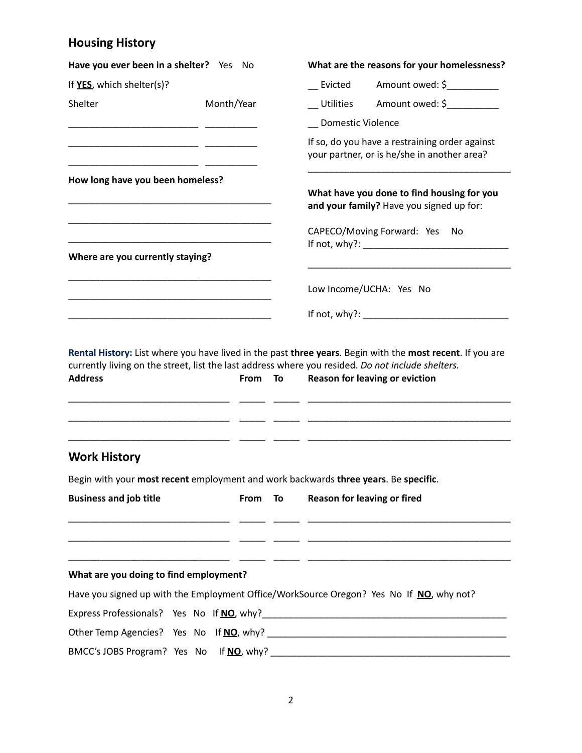## Housing History

**Have you ever been in a shelter?** Yes No

If **YES**, which shelter(s)?

| Shelter | Month/Year |
|---|---|
| ________________________ | __________ |
| ________________________ | __________ |
| ________________________ | __________ |

**How long have you been homeless?**

________________________________________

________________________________________

________________________________________

**Where are you currently staying?**

________________________________________

________________________________________

________________________________________

**What are the reasons for your homelessness?**

__ Evicted Amount owed: $__________

__ Utilities Amount owed: $__________

__ Domestic Violence

If so, do you have a restraining order against your partner, or is he/she in another area?

________________________________________

**What have you done to find housing for you and your family?** Have you signed up for:

CAPECO/Moving Forward: Yes No
If not, why?: ____________________________

________________________________________

Low Income/UCHA: Yes No

If not, why?: ____________________________

**Rental History:** List where you have lived in the past **three years**. Begin with the **most recent**. If you are currently living on the street, list the last address where you resided. *Do not include shelters.*

| Address | From | To | Reason for leaving or eviction |
|---|---|---|---|
| ______________________________ | _____ | _____ | ________________________________________ |
| ______________________________ | _____ | _____ | ________________________________________ |
| ______________________________ | _____ | _____ | ________________________________________ |

## Work History

Begin with your **most recent** employment and work backwards **three years**. Be **specific**.

| Business and job title | From | To | Reason for leaving or fired |
|---|---|---|---|
| ______________________________ | _____ | _____ | ________________________________________ |
| ______________________________ | _____ | _____ | ________________________________________ |
| ______________________________ | _____ | _____ | ________________________________________ |

**What are you doing to find employment?**

Have you signed up with the Employment Office/WorkSource Oregon? Yes No If **NO**, why not?

Express Professionals? Yes No If **NO**, why?______________________________________________

Other Temp Agencies? Yes No If **NO**, why? ______________________________________________

BMCC's JOBS Program? Yes No If **NO**, why? ______________________________________________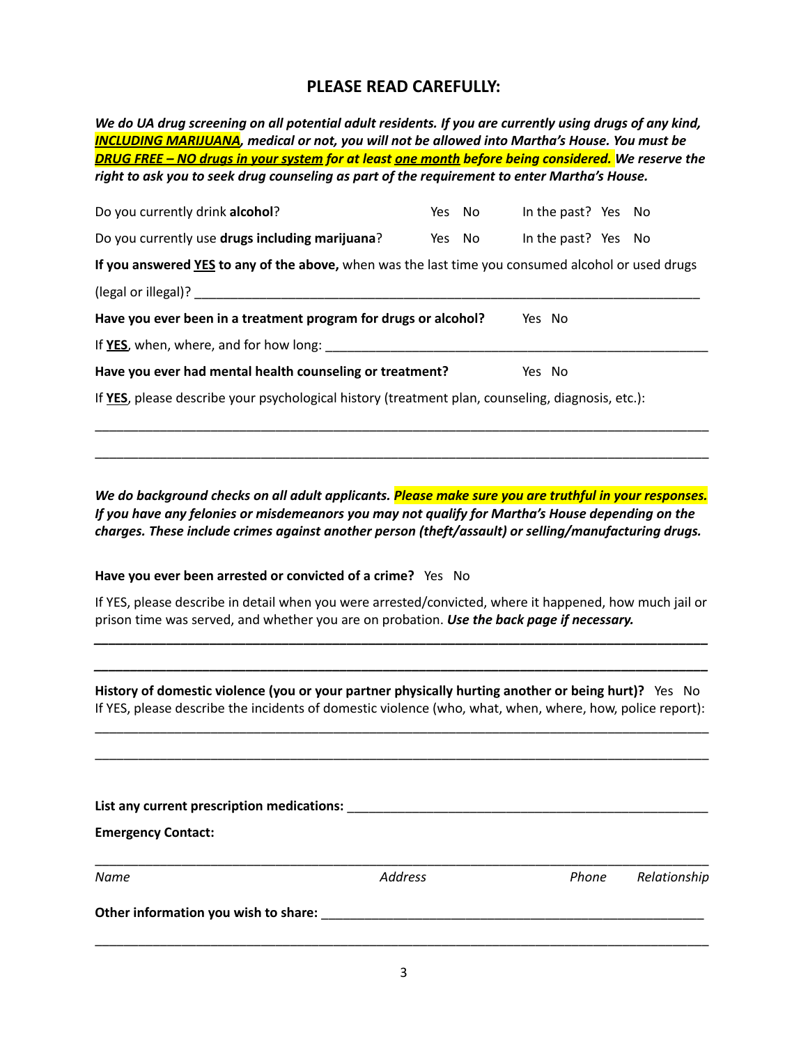## PLEASE READ CAREFULLY:

***We do UA drug screening on all potential adult residents. If you are currently using drugs of any kind, INCLUDING MARIJUANA, medical or not, you will not be allowed into Martha's House. You must be DRUG FREE – NO drugs in your system for at least one month before being considered. We reserve the right to ask you to seek drug counseling as part of the requirement to enter Martha's House.***

Do you currently drink **alcohol**? Yes No In the past? Yes No

Do you currently use **drugs including marijuana**? Yes No In the past? Yes No

**If you answered YES to any of the above,** when was the last time you consumed alcohol or used drugs (legal or illegal)? ____________________________________________________________

**Have you ever been in a treatment program for drugs or alcohol?** Yes No

If **YES**, when, where, and for how long: ____________________________________________________________

**Have you ever had mental health counseling or treatment?** Yes No

If **YES**, please describe your psychological history (treatment plan, counseling, diagnosis, etc.):

____________________________________________________________

____________________________________________________________

***We do background checks on all adult applicants. Please make sure you are truthful in your responses. If you have any felonies or misdemeanors you may not qualify for Martha's House depending on the charges. These include crimes against another person (theft/assault) or selling/manufacturing drugs.***

**Have you ever been arrested or convicted of a crime?** Yes No

If YES, please describe in detail when you were arrested/convicted, where it happened, how much jail or prison time was served, and whether you are on probation. ***Use the back page if necessary.***

____________________________________________________________

____________________________________________________________

**History of domestic violence (you or your partner physically hurting another or being hurt)?** Yes No
If YES, please describe the incidents of domestic violence (who, what, when, where, how, police report):

____________________________________________________________

____________________________________________________________

**List any current prescription medications:** ____________________________________________________________

**Emergency Contact:**

____________________________________________________________

*Name* *Address* *Phone* *Relationship*

**Other information you wish to share:** ____________________________________________________________

____________________________________________________________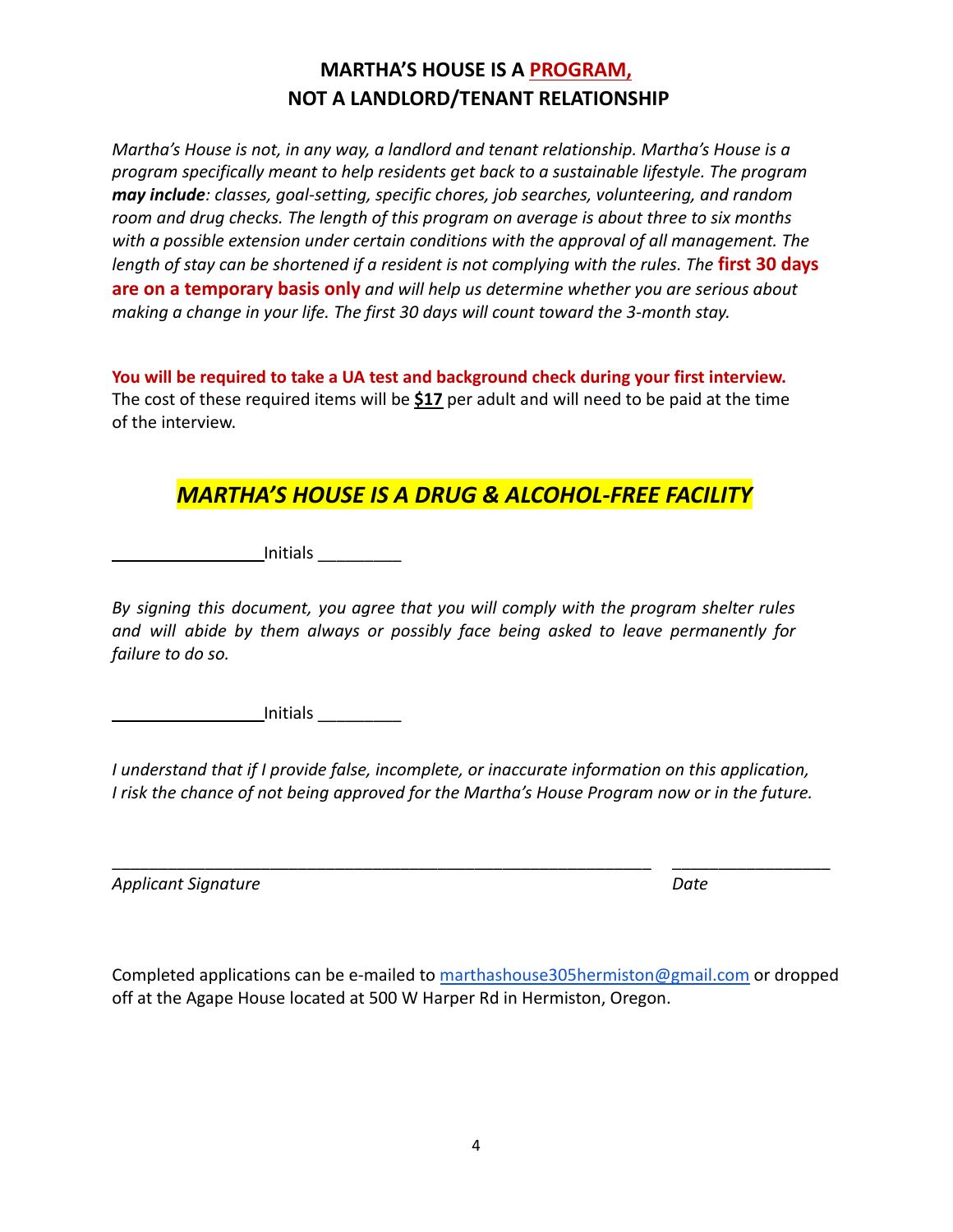## MARTHA'S HOUSE IS A PROGRAM,
## NOT A LANDLORD/TENANT RELATIONSHIP

*Martha's House is not, in any way, a landlord and tenant relationship. Martha's House is a program specifically meant to help residents get back to a sustainable lifestyle. The program* ***may include****: classes, goal-setting, specific chores, job searches, volunteering, and random room and drug checks. The length of this program on average is about three to six months with a possible extension under certain conditions with the approval of all management. The length of stay can be shortened if a resident is not complying with the rules. The* **first 30 days are on a temporary basis only** *and will help us determine whether you are serious about making a change in your life. The first 30 days will count toward the 3-month stay.*

**You will be required to take a UA test and background check during your first interview.** The cost of these required items will be **$17** per adult and will need to be paid at the time of the interview.

## *MARTHA'S HOUSE IS A DRUG & ALCOHOL-FREE FACILITY*

________________Initials _________

*By signing this document, you agree that you will comply with the program shelter rules and will abide by them always or possibly face being asked to leave permanently for failure to do so.*

________________Initials _________

*I understand that if I provide false, incomplete, or inaccurate information on this application, I risk the chance of not being approved for the Martha's House Program now or in the future.*

_____________________________________________________________ _________________

*Applicant Signature* *Date*

Completed applications can be e-mailed to marthashouse305hermiston@gmail.com or dropped off at the Agape House located at 500 W Harper Rd in Hermiston, Oregon.